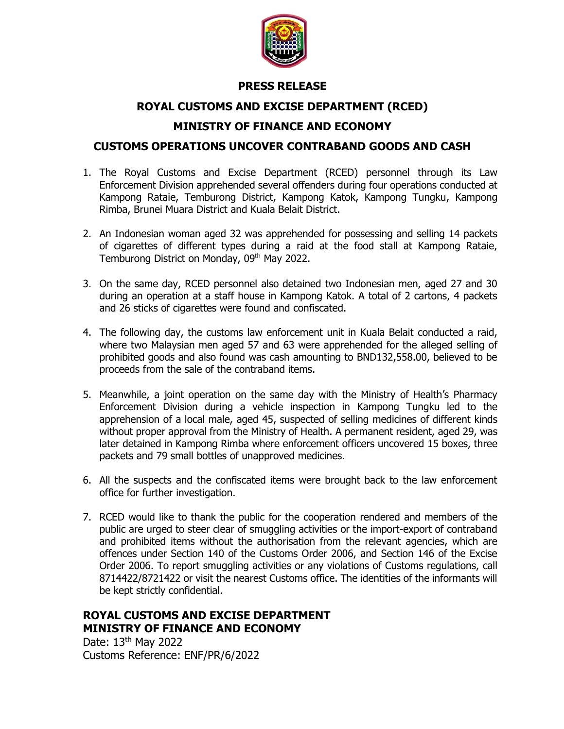# PRESS RELEASE

## ROYAL CUSTOMS AND EXCISE DEPARTMENT (RCED)

## MINISTRY OF FINANCE AND ECONOMY

## CUSTOMS OPERATIONS UNCOVER CONTRABAND GOODS AND CASH

1. The Royal Customs and Excise Department (RCED) personnel through its Law Enforcement Division apprehended several offenders during four operations conducted at Kampong Rataie, Temburong District, Kampong Katok, Kampong Tungku, Kampong Rimba, Brunei Muara District and Kuala Belait District.

2. An Indonesian woman aged 32 was apprehended for possessing and selling 14 packets of cigarettes of different types during a raid at the food stall at Kampong Rataie, Temburong District on Monday, 09th May 2022.

3. On the same day, RCED personnel also detained two Indonesian men, aged 27 and 30 during an operation at a staff house in Kampong Katok. A total of 2 cartons, 4 packets and 26 sticks of cigarettes were found and confiscated.

4. The following day, the customs law enforcement unit in Kuala Belait conducted a raid, where two Malaysian men aged 57 and 63 were apprehended for the alleged selling of prohibited goods and also found was cash amounting to BND132,558.00, believed to be proceeds from the sale of the contraband items.

5. Meanwhile, a joint operation on the same day with the Ministry of Health's Pharmacy Enforcement Division during a vehicle inspection in Kampong Tungku led to the apprehension of a local male, aged 45, suspected of selling medicines of different kinds without proper approval from the Ministry of Health. A permanent resident, aged 29, was later detained in Kampong Rimba where enforcement officers uncovered 15 boxes, three packets and 79 small bottles of unapproved medicines.

6. All the suspects and the confiscated items were brought back to the law enforcement office for further investigation.

7. RCED would like to thank the public for the cooperation rendered and members of the public are urged to steer clear of smuggling activities or the import-export of contraband and prohibited items without the authorisation from the relevant agencies, which are offences under Section 140 of the Customs Order 2006, and Section 146 of the Excise Order 2006. To report smuggling activities or any violations of Customs regulations, call 8714422/8721422 or visit the nearest Customs office. The identities of the informants will be kept strictly confidential.

**ROYAL CUSTOMS AND EXCISE DEPARTMENT**
**MINISTRY OF FINANCE AND ECONOMY**

Date: 13th May 2022
Customs Reference: ENF/PR/6/2022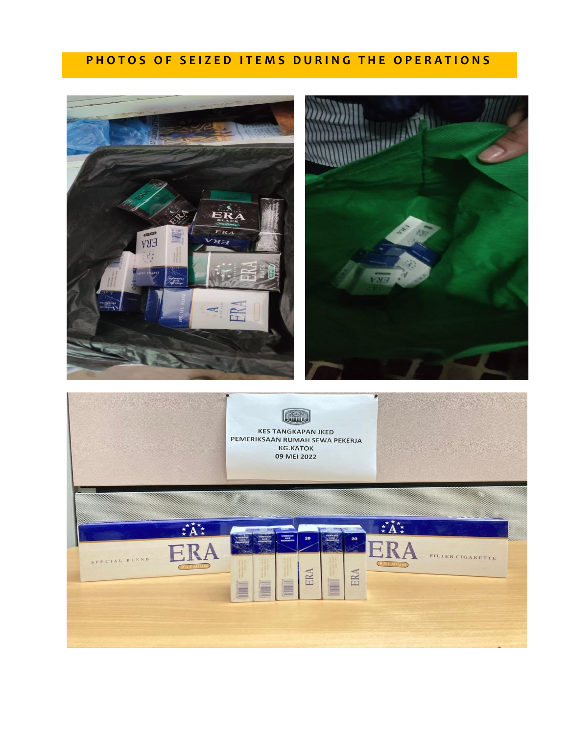# PHOTOS OF SEIZED ITEMS DURING THE OPERATIONS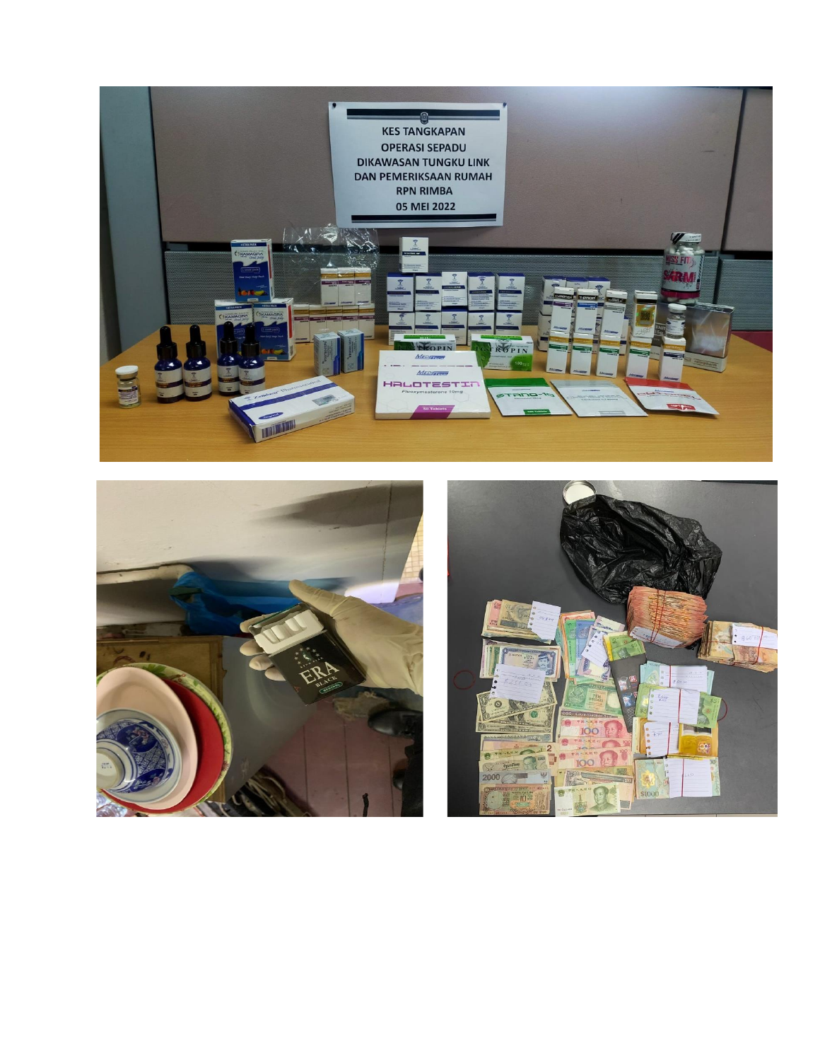KES TANGKAPAN
OPERASI SEPADU
DIKAWASAN TUNGKU LINK
DAN PEMERIKSAAN RUMAH
RPN RIMBA
05 MEI 2022